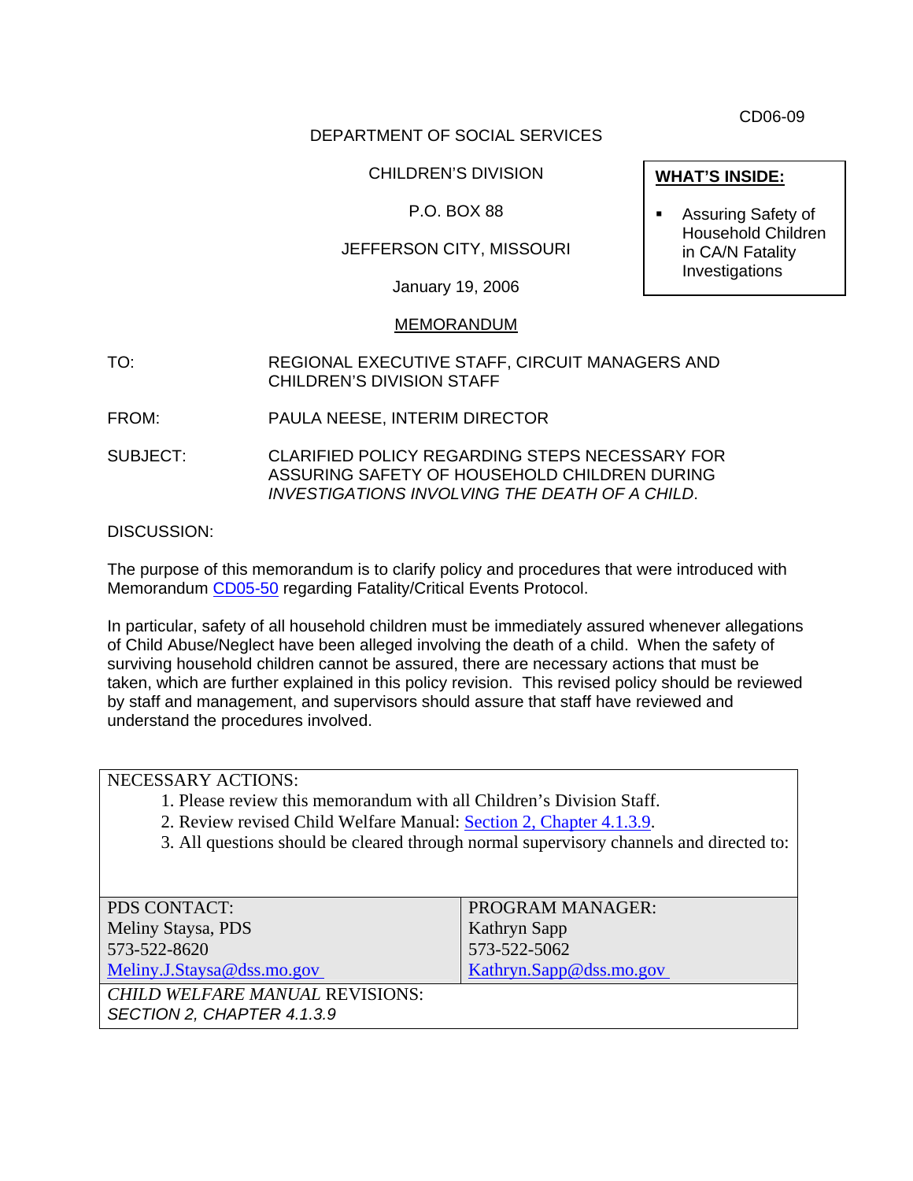CD06-09

DEPARTMENT OF SOCIAL SERVICES

CHILDREN'S DIVISION

P.O. BOX 88

JEFFERSON CITY, MISSOURI

January 19, 2006

**WHAT'S INSIDE:**

- Assuring Safety of Household Children in CA/N Fatality Investigations

MEMORANDUM

TO: REGIONAL EXECUTIVE STAFF, CIRCUIT MANAGERS AND CHILDREN'S DIVISION STAFF

FROM: PAULA NEESE, INTERIM DIRECTOR

SUBJECT: CLARIFIED POLICY REGARDING STEPS NECESSARY FOR ASSURING SAFETY OF HOUSEHOLD CHILDREN DURING *INVESTIGATIONS INVOLVING THE DEATH OF A CHILD*.

DISCUSSION:

The purpose of this memorandum is to clarify policy and procedures that were introduced with Memorandum CD05-50 regarding Fatality/Critical Events Protocol.

In particular, safety of all household children must be immediately assured whenever allegations of Child Abuse/Neglect have been alleged involving the death of a child. When the safety of surviving household children cannot be assured, there are necessary actions that must be taken, which are further explained in this policy revision. This revised policy should be reviewed by staff and management, and supervisors should assure that staff have reviewed and understand the procedures involved.

NECESSARY ACTIONS:

1. Please review this memorandum with all Children's Division Staff.
2. Review revised Child Welfare Manual: Section 2, Chapter 4.1.3.9.
3. All questions should be cleared through normal supervisory channels and directed to:

| PDS CONTACT: | PROGRAM MANAGER: |
|---|---|
| Meliny Staysa, PDS | Kathryn Sapp |
| 573-522-8620 | 573-522-5062 |
| Meliny.J.Staysa@dss.mo.gov | Kathryn.Sapp@dss.mo.gov |

*CHILD WELFARE MANUAL* REVISIONS:
*SECTION 2, CHAPTER 4.1.3.9*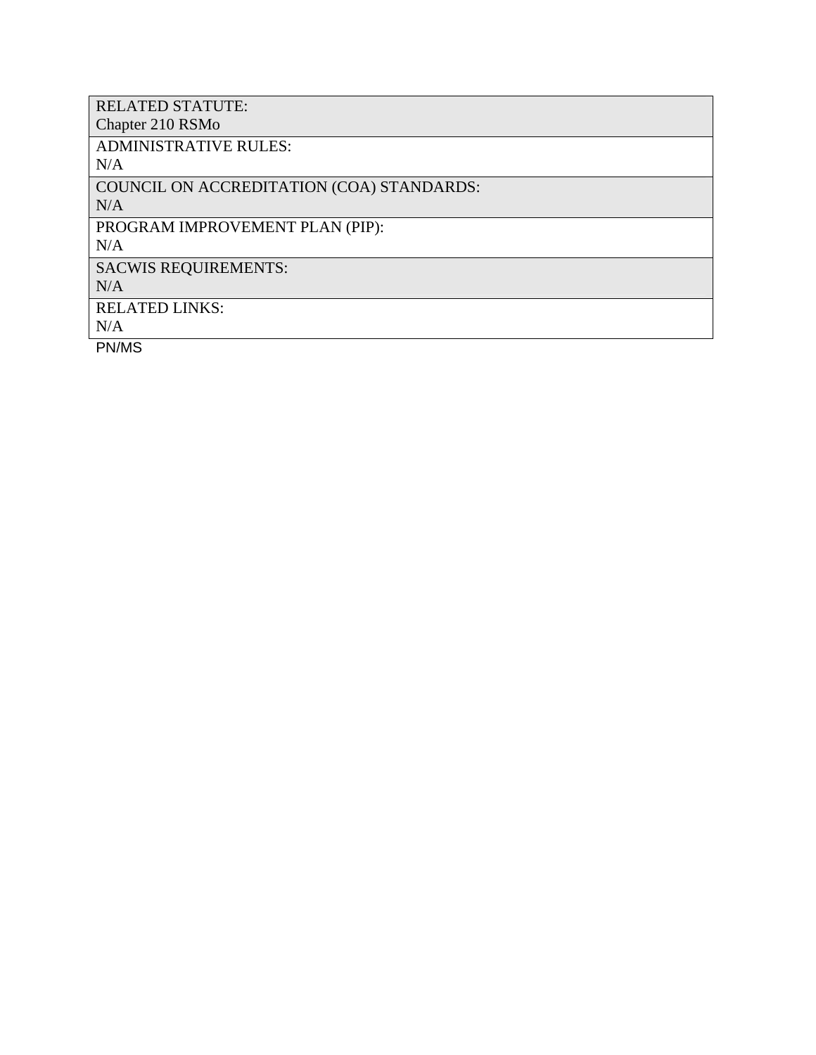| |
|---|
| RELATED STATUTE:<br>Chapter 210 RSMo |
| ADMINISTRATIVE RULES:<br>N/A |
| COUNCIL ON ACCREDITATION (COA) STANDARDS:<br>N/A |
| PROGRAM IMPROVEMENT PLAN (PIP):<br>N/A |
| SACWIS REQUIREMENTS:<br>N/A |
| RELATED LINKS:<br>N/A |

PN/MS